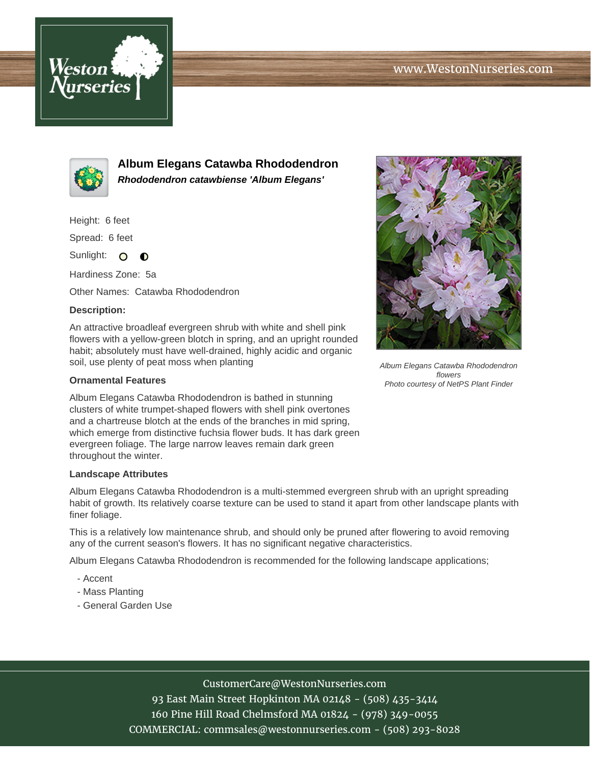# Album Elegans Catawba Rhododendron

***Rhododendron catawbiense 'Album Elegans'***

Height: 6 feet

Spread: 6 feet

Sunlight:

Hardiness Zone: 5a

Other Names: Catawba Rhododendron

**Description:**

An attractive broadleaf evergreen shrub with white and shell pink flowers with a yellow-green blotch in spring, and an upright rounded habit; absolutely must have well-drained, highly acidic and organic soil, use plenty of peat moss when planting

*Album Elegans Catawba Rhododendron flowers*
*Photo courtesy of NetPS Plant Finder*

**Ornamental Features**

Album Elegans Catawba Rhododendron is bathed in stunning clusters of white trumpet-shaped flowers with shell pink overtones and a chartreuse blotch at the ends of the branches in mid spring, which emerge from distinctive fuchsia flower buds. It has dark green evergreen foliage. The large narrow leaves remain dark green throughout the winter.

**Landscape Attributes**

Album Elegans Catawba Rhododendron is a multi-stemmed evergreen shrub with an upright spreading habit of growth. Its relatively coarse texture can be used to stand it apart from other landscape plants with finer foliage.

This is a relatively low maintenance shrub, and should only be pruned after flowering to avoid removing any of the current season's flowers. It has no significant negative characteristics.

Album Elegans Catawba Rhododendron is recommended for the following landscape applications;

- Accent
- Mass Planting
- General Garden Use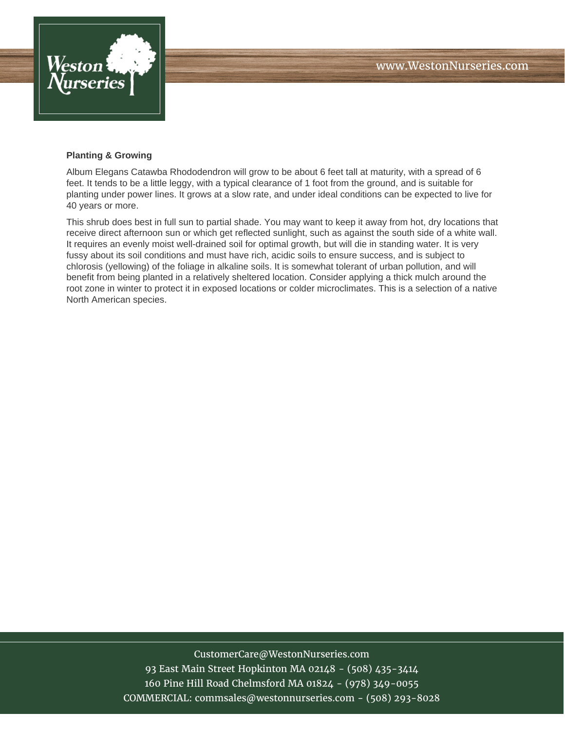### Planting & Growing

Album Elegans Catawba Rhododendron will grow to be about 6 feet tall at maturity, with a spread of 6 feet. It tends to be a little leggy, with a typical clearance of 1 foot from the ground, and is suitable for planting under power lines. It grows at a slow rate, and under ideal conditions can be expected to live for 40 years or more.

This shrub does best in full sun to partial shade. You may want to keep it away from hot, dry locations that receive direct afternoon sun or which get reflected sunlight, such as against the south side of a white wall. It requires an evenly moist well-drained soil for optimal growth, but will die in standing water. It is very fussy about its soil conditions and must have rich, acidic soils to ensure success, and is subject to chlorosis (yellowing) of the foliage in alkaline soils. It is somewhat tolerant of urban pollution, and will benefit from being planted in a relatively sheltered location. Consider applying a thick mulch around the root zone in winter to protect it in exposed locations or colder microclimates. This is a selection of a native North American species.